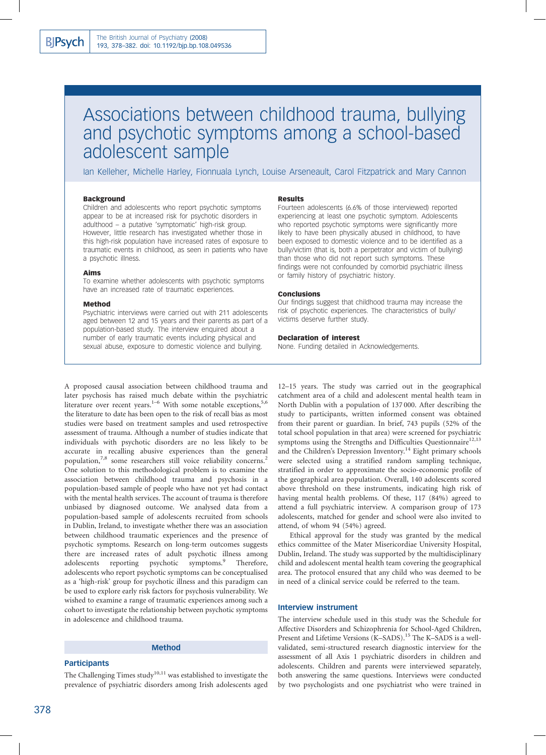# Associations between childhood trauma, bullying and psychotic symptoms among a school-based adolescent sample

Ian Kelleher, Michelle Harley, Fionnuala Lynch, Louise Arseneault, Carol Fitzpatrick and Mary Cannon

### Background

Children and adolescents who report psychotic symptoms appear to be at increased risk for psychotic disorders in adulthood – a putative 'symptomatic' high-risk group. However, little research has investigated whether those in this high-risk population have increased rates of exposure to traumatic events in childhood, as seen in patients who have a psychotic illness.

### Aims

To examine whether adolescents with psychotic symptoms have an increased rate of traumatic experiences.

### Method

Psychiatric interviews were carried out with 211 adolescents aged between 12 and 15 years and their parents as part of a population-based study. The interview enquired about a number of early traumatic events including physical and sexual abuse, exposure to domestic violence and bullying.

### Results

Fourteen adolescents (6.6% of those interviewed) reported experiencing at least one psychotic symptom. Adolescents who reported psychotic symptoms were significantly more likely to have been physically abused in childhood, to have been exposed to domestic violence and to have been identified as a bully/victim (that is, both a perpetrator and victim of bullying) than those who did not report such symptoms. These findings were not confounded by comorbid psychiatric illness or family history of psychiatric history.

### Conclusions

Our findings suggest that childhood trauma may increase the risk of psychotic experiences. The characteristics of bully/victims deserve further study.

### Declaration of interest

None. Funding detailed in Acknowledgements.

A proposed causal association between childhood trauma and later psychosis has raised much debate within the psychiatric literature over recent years.[1–6] With some notable exceptions,[5,6] the literature to date has been open to the risk of recall bias as most studies were based on treatment samples and used retrospective assessment of trauma. Although a number of studies indicate that individuals with psychotic disorders are no less likely to be accurate in recalling abusive experiences than the general population,[7,8] some researchers still voice reliability concerns.[2] One solution to this methodological problem is to examine the association between childhood trauma and psychosis in a population-based sample of people who have not yet had contact with the mental health services. The account of trauma is therefore unbiased by diagnosed outcome. We analysed data from a population-based sample of adolescents recruited from schools in Dublin, Ireland, to investigate whether there was an association between childhood traumatic experiences and the presence of psychotic symptoms. Research on long-term outcomes suggests there are increased rates of adult psychotic illness among adolescents reporting psychotic symptoms.[9] Therefore, adolescents who report psychotic symptoms can be conceptualised as a 'high-risk' group for psychotic illness and this paradigm can be used to explore early risk factors for psychosis vulnerability. We wished to examine a range of traumatic experiences among such a cohort to investigate the relationship between psychotic symptoms in adolescence and childhood trauma.

## Method

### Participants

The Challenging Times study[10,11] was established to investigate the prevalence of psychiatric disorders among Irish adolescents aged 12–15 years. The study was carried out in the geographical catchment area of a child and adolescent mental health team in North Dublin with a population of 137 000. After describing the study to participants, written informed consent was obtained from their parent or guardian. In brief, 743 pupils (52% of the total school population in that area) were screened for psychiatric symptoms using the Strengths and Difficulties Questionnaire[12,13] and the Children's Depression Inventory.[14] Eight primary schools were selected using a stratified random sampling technique, stratified in order to approximate the socio-economic profile of the geographical area population. Overall, 140 adolescents scored above threshold on these instruments, indicating high risk of having mental health problems. Of these, 117 (84%) agreed to attend a full psychiatric interview. A comparison group of 173 adolescents, matched for gender and school were also invited to attend, of whom 94 (54%) agreed.

Ethical approval for the study was granted by the medical ethics committee of the Mater Misericordiae University Hospital, Dublin, Ireland. The study was supported by the multidisciplinary child and adolescent mental health team covering the geographical area. The protocol ensured that any child who was deemed to be in need of a clinical service could be referred to the team.

### Interview instrument

The interview schedule used in this study was the Schedule for Affective Disorders and Schizophrenia for School-Aged Children, Present and Lifetime Versions (K–SADS).[15] The K–SADS is a well-validated, semi-structured research diagnostic interview for the assessment of all Axis 1 psychiatric disorders in children and adolescents. Children and parents were interviewed separately, both answering the same questions. Interviews were conducted by two psychologists and one psychiatrist who were trained in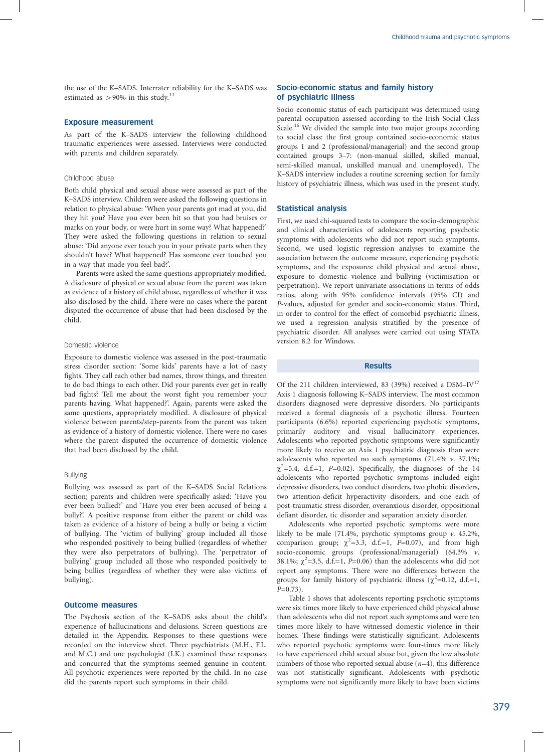the use of the K–SADS. Interrater reliability for the K–SADS was estimated as >90% in this study.[11]

## Exposure measurement

As part of the K–SADS interview the following childhood traumatic experiences were assessed. Interviews were conducted with parents and children separately.

### Childhood abuse

Both child physical and sexual abuse were assessed as part of the K–SADS interview. Children were asked the following questions in relation to physical abuse: 'When your parents got mad at you, did they hit you? Have you ever been hit so that you had bruises or marks on your body, or were hurt in some way? What happened?' They were asked the following questions in relation to sexual abuse: 'Did anyone ever touch you in your private parts when they shouldn't have? What happened? Has someone ever touched you in a way that made you feel bad?'.

Parents were asked the same questions appropriately modified. A disclosure of physical or sexual abuse from the parent was taken as evidence of a history of child abuse, regardless of whether it was also disclosed by the child. There were no cases where the parent disputed the occurrence of abuse that had been disclosed by the child.

### Domestic violence

Exposure to domestic violence was assessed in the post-traumatic stress disorder section: 'Some kids' parents have a lot of nasty fights. They call each other bad names, throw things, and threaten to do bad things to each other. Did your parents ever get in really bad fights? Tell me about the worst fight you remember your parents having. What happened?'. Again, parents were asked the same questions, appropriately modified. A disclosure of physical violence between parents/step-parents from the parent was taken as evidence of a history of domestic violence. There were no cases where the parent disputed the occurrence of domestic violence that had been disclosed by the child.

### Bullying

Bullying was assessed as part of the K–SADS Social Relations section; parents and children were specifically asked: 'Have you ever been bullied?' and 'Have you ever been accused of being a bully?'. A positive response from either the parent or child was taken as evidence of a history of bullying. The 'victim of bullying' group included all those who responded positively to being bullied (regardless of whether they were also perpetrators of bullying). The 'perpetrator of bullying' group included all those who responded positively to being bullies (regardless of whether they were also victims of bullying).

## Outcome measures

The Psychosis section of the K–SADS asks about the child's experience of hallucinations and delusions. Screen questions are detailed in the Appendix. Responses to these questions were recorded on the interview sheet. Three psychiatrists (M.H., F.L. and M.C.) and one psychologist (I.K.) examined these responses and concurred that the symptoms seemed genuine in content. All psychotic experiences were reported by the child. In no case did the parents report such symptoms in their child.

## Socio-economic status and family history of psychiatric illness

Socio-economic status of each participant was determined using parental occupation assessed according to the Irish Social Class Scale.[16] We divided the sample into two major groups according to social class: the first group contained socio-economic status groups 1 and 2 (professional/managerial) and the second group contained groups 3–7: (non-manual skilled, skilled manual, semi-skilled manual, unskilled manual and unemployed). The K–SADS interview includes a routine screening section for family history of psychiatric illness, which was used in the present study.

## Statistical analysis

First, we used chi-squared tests to compare the socio-demographic and clinical characteristics of adolescents reporting psychotic symptoms with adolescents who did not report such symptoms. Second, we used logistic regression analyses to examine the association between the outcome measure, experiencing psychotic symptoms, and the exposures: child physical and sexual abuse, exposure to domestic violence and bullying (victimisation or perpetration). We report univariate associations in terms of odds ratios, along with 95% confidence intervals (95% CI) and *P*-values, adjusted for gender and socio-economic status. Third, in order to control for the effect of comorbid psychiatric illness, we used a regression analysis stratified by the presence of psychiatric disorder. All analyses were carried out using STATA version 8.2 for Windows.

# Results

Of the 211 children interviewed, 83 (39%) received a DSM–IV[17] Axis 1 diagnosis following K–SADS interview. The most common disorders diagnosed were depressive disorders. No participants received a formal diagnosis of a psychotic illness. Fourteen participants (6.6%) reported experiencing psychotic symptoms, primarily auditory and visual hallucinatory experiences. Adolescents who reported psychotic symptoms were significantly more likely to receive an Axis 1 psychiatric diagnosis than were adolescents who reported no such symptoms (71.4% *v.* 37.1%; $\chi^2$=5.4, d.f.=1, *P*=0.02). Specifically, the diagnoses of the 14 adolescents who reported psychotic symptoms included eight depressive disorders, two conduct disorders, two phobic disorders, two attention-deficit hyperactivity disorders, and one each of post-traumatic stress disorder, overanxious disorder, oppositional defiant disorder, tic disorder and separation anxiety disorder.

Adolescents who reported psychotic symptoms were more likely to be male (71.4%, psychotic symptoms group *v.* 45.2%, comparison group; $\chi^2$=3.3, d.f.=1, *P*=0.07), and from high socio-economic groups (professional/managerial) (64.3% *v.* 38.1%; $\chi^2$=3.5, d.f.=1, *P*=0.06) than the adolescents who did not report any symptoms. There were no differences between the groups for family history of psychiatric illness ($\chi^2$=0.12, d.f.=1, *P*=0.73).

Table 1 shows that adolescents reporting psychotic symptoms were six times more likely to have experienced child physical abuse than adolescents who did not report such symptoms and were ten times more likely to have witnessed domestic violence in their homes. These findings were statistically significant. Adolescents who reported psychotic symptoms were four-times more likely to have experienced child sexual abuse but, given the low absolute numbers of those who reported sexual abuse (*n*=4), this difference was not statistically significant. Adolescents with psychotic symptoms were not significantly more likely to have been victims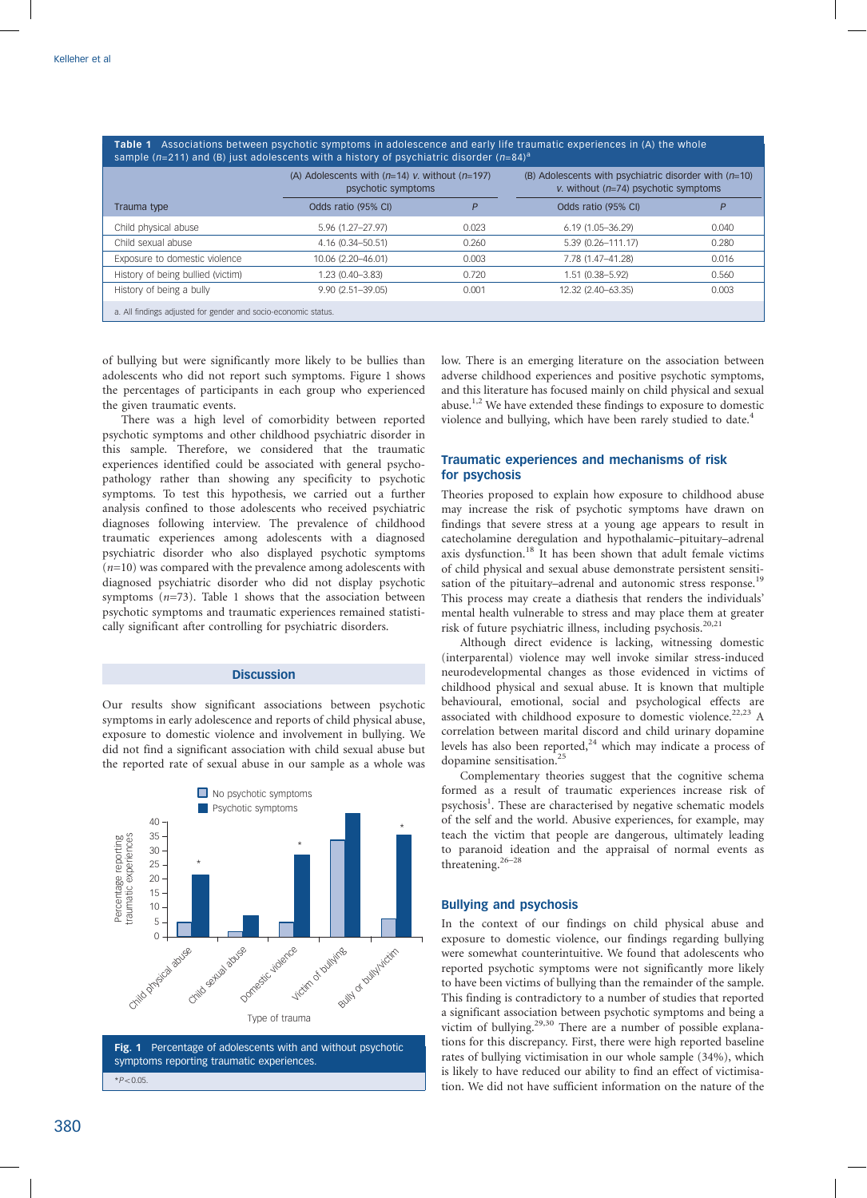**Table 1** Associations between psychotic symptoms in adolescence and early life traumatic experiences in (A) the whole sample ($n$=211) and (B) just adolescents with a history of psychiatric disorder ($n$=84)[a]

| | (A) Adolescents with ($n$=14) *v.* without ($n$=197) psychotic symptoms | | (B) Adolescents with psychiatric disorder with ($n$=10) *v.* without ($n$=74) psychotic symptoms | |
|---|---|---|---|---|
| Trauma type | Odds ratio (95% CI) | $P$ | Odds ratio (95% CI) | $P$ |
| Child physical abuse | 5.96 (1.27–27.97) | 0.023 | 6.19 (1.05–36.29) | 0.040 |
| Child sexual abuse | 4.16 (0.34–50.51) | 0.260 | 5.39 (0.26–111.17) | 0.280 |
| Exposure to domestic violence | 10.06 (2.20–46.01) | 0.003 | 7.78 (1.47–41.28) | 0.016 |
| History of being bullied (victim) | 1.23 (0.40–3.83) | 0.720 | 1.51 (0.38–5.92) | 0.560 |
| History of being a bully | 9.90 (2.51–39.05) | 0.001 | 12.32 (2.40–63.35) | 0.003 |

a. All findings adjusted for gender and socio-economic status.

of bullying but were significantly more likely to be bullies than adolescents who did not report such symptoms. Figure 1 shows the percentages of participants in each group who experienced the given traumatic events.

There was a high level of comorbidity between reported psychotic symptoms and other childhood psychiatric disorder in this sample. Therefore, we considered that the traumatic experiences identified could be associated with general psychopathology rather than showing any specificity to psychotic symptoms. To test this hypothesis, we carried out a further analysis confined to those adolescents who received psychiatric diagnoses following interview. The prevalence of childhood traumatic experiences among adolescents with a diagnosed psychiatric disorder who also displayed psychotic symptoms ($n$=10) was compared with the prevalence among adolescents with diagnosed psychiatric disorder who did not display psychotic symptoms ($n$=73). Table 1 shows that the association between psychotic symptoms and traumatic experiences remained statistically significant after controlling for psychiatric disorders.

## Discussion

Our results show significant associations between psychotic symptoms in early adolescence and reports of child physical abuse, exposure to domestic violence and involvement in bullying. We did not find a significant association with child sexual abuse but the reported rate of sexual abuse in our sample as a whole was low. There is an emerging literature on the association between adverse childhood experiences and positive psychotic symptoms, and this literature has focused mainly on child physical and sexual abuse.[1,2] We have extended these findings to exposure to domestic violence and bullying, which have been rarely studied to date.[4]

**Fig. 1** Percentage of adolescents with and without psychotic symptoms reporting traumatic experiences.

*$P<0.05$.

### Traumatic experiences and mechanisms of risk for psychosis

Theories proposed to explain how exposure to childhood abuse may increase the risk of psychotic symptoms have drawn on findings that severe stress at a young age appears to result in catecholamine deregulation and hypothalamic–pituitary–adrenal axis dysfunction.[18] It has been shown that adult female victims of child physical and sexual abuse demonstrate persistent sensitisation of the pituitary–adrenal and autonomic stress response.[19] This process may create a diathesis that renders the individuals' mental health vulnerable to stress and may place them at greater risk of future psychiatric illness, including psychosis.[20,21]

Although direct evidence is lacking, witnessing domestic (interparental) violence may well invoke similar stress-induced neurodevelopmental changes as those evidenced in victims of childhood physical and sexual abuse. It is known that multiple behavioural, emotional, social and psychological effects are associated with childhood exposure to domestic violence.[22,23] A correlation between marital discord and child urinary dopamine levels has also been reported,[24] which may indicate a process of dopamine sensitisation.[25]

Complementary theories suggest that the cognitive schema formed as a result of traumatic experiences increase risk of psychosis[1]. These are characterised by negative schematic models of the self and the world. Abusive experiences, for example, may teach the victim that people are dangerous, ultimately leading to paranoid ideation and the appraisal of normal events as threatening.[26–28]

### Bullying and psychosis

In the context of our findings on child physical abuse and exposure to domestic violence, our findings regarding bullying were somewhat counterintuitive. We found that adolescents who reported psychotic symptoms were not significantly more likely to have been victims of bullying than the remainder of the sample. This finding is contradictory to a number of studies that reported a significant association between psychotic symptoms and being a victim of bullying.[29,30] There are a number of possible explanations for this discrepancy. First, there were high reported baseline rates of bullying victimisation in our whole sample (34%), which is likely to have reduced our ability to find an effect of victimisation. We did not have sufficient information on the nature of the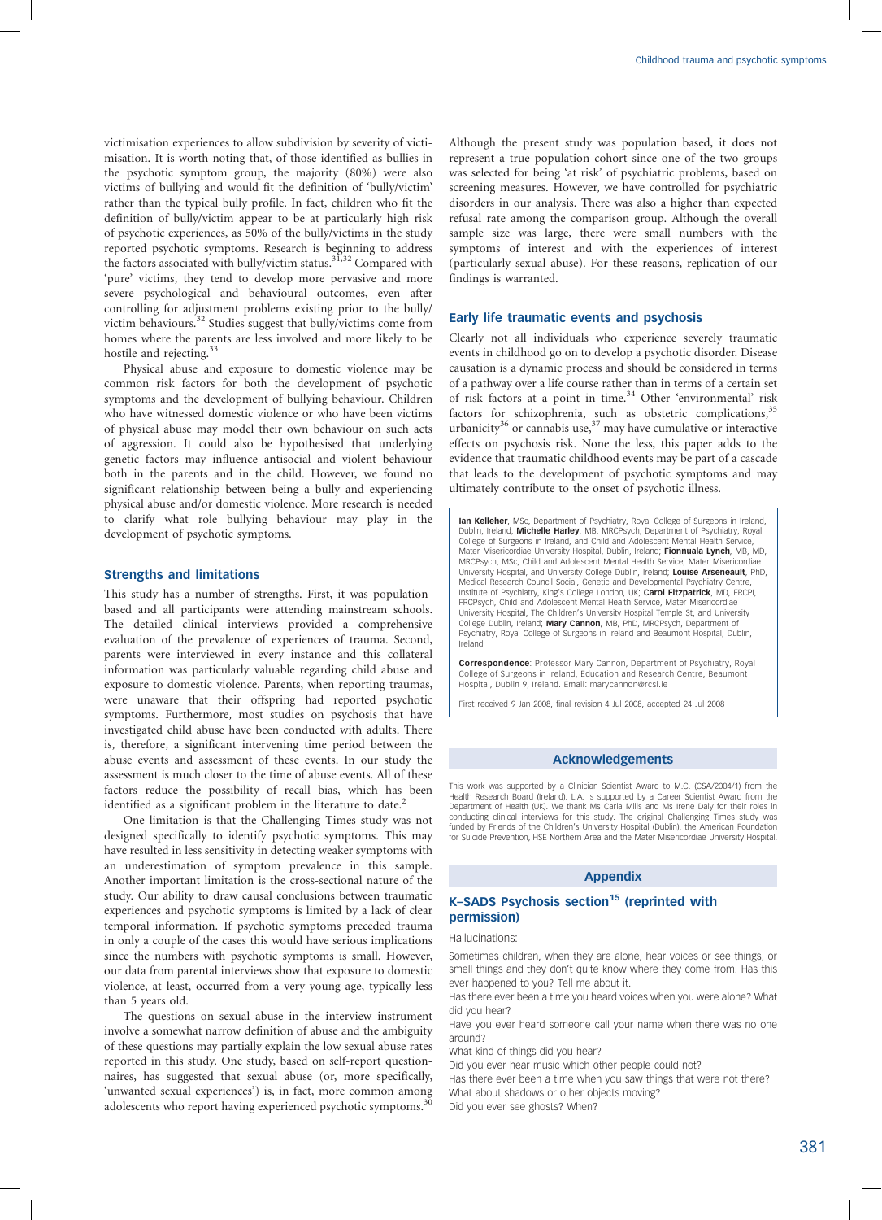victimisation experiences to allow subdivision by severity of victimisation. It is worth noting that, of those identified as bullies in the psychotic symptom group, the majority (80%) were also victims of bullying and would fit the definition of 'bully/victim' rather than the typical bully profile. In fact, children who fit the definition of bully/victim appear to be at particularly high risk of psychotic experiences, as 50% of the bully/victims in the study reported psychotic symptoms. Research is beginning to address the factors associated with bully/victim status.[31,32] Compared with 'pure' victims, they tend to develop more pervasive and more severe psychological and behavioural outcomes, even after controlling for adjustment problems existing prior to the bully/victim behaviours.[32] Studies suggest that bully/victims come from homes where the parents are less involved and more likely to be hostile and rejecting.[33]

Physical abuse and exposure to domestic violence may be common risk factors for both the development of psychotic symptoms and the development of bullying behaviour. Children who have witnessed domestic violence or who have been victims of physical abuse may model their own behaviour on such acts of aggression. It could also be hypothesised that underlying genetic factors may influence antisocial and violent behaviour both in the parents and in the child. However, we found no significant relationship between being a bully and experiencing physical abuse and/or domestic violence. More research is needed to clarify what role bullying behaviour may play in the development of psychotic symptoms.

## Strengths and limitations

This study has a number of strengths. First, it was population-based and all participants were attending mainstream schools. The detailed clinical interviews provided a comprehensive evaluation of the prevalence of experiences of trauma. Second, parents were interviewed in every instance and this collateral information was particularly valuable regarding child abuse and exposure to domestic violence. Parents, when reporting traumas, were unaware that their offspring had reported psychotic symptoms. Furthermore, most studies on psychosis that have investigated child abuse have been conducted with adults. There is, therefore, a significant intervening time period between the abuse events and assessment of these events. In our study the assessment is much closer to the time of abuse events. All of these factors reduce the possibility of recall bias, which has been identified as a significant problem in the literature to date.[2]

One limitation is that the Challenging Times study was not designed specifically to identify psychotic symptoms. This may have resulted in less sensitivity in detecting weaker symptoms with an underestimation of symptom prevalence in this sample. Another important limitation is the cross-sectional nature of the study. Our ability to draw causal conclusions between traumatic experiences and psychotic symptoms is limited by a lack of clear temporal information. If psychotic symptoms preceded trauma in only a couple of the cases this would have serious implications since the numbers with psychotic symptoms is small. However, our data from parental interviews show that exposure to domestic violence, at least, occurred from a very young age, typically less than 5 years old.

The questions on sexual abuse in the interview instrument involve a somewhat narrow definition of abuse and the ambiguity of these questions may partially explain the low sexual abuse rates reported in this study. One study, based on self-report questionnaires, has suggested that sexual abuse (or, more specifically, 'unwanted sexual experiences') is, in fact, more common among adolescents who report having experienced psychotic symptoms.[30]

Although the present study was population based, it does not represent a true population cohort since one of the two groups was selected for being 'at risk' of psychiatric problems, based on screening measures. However, we have controlled for psychiatric disorders in our analysis. There was also a higher than expected refusal rate among the comparison group. Although the overall sample size was large, there were small numbers with the symptoms of interest and with the experiences of interest (particularly sexual abuse). For these reasons, replication of our findings is warranted.

## Early life traumatic events and psychosis

Clearly not all individuals who experience severely traumatic events in childhood go on to develop a psychotic disorder. Disease causation is a dynamic process and should be considered in terms of a pathway over a life course rather than in terms of a certain set of risk factors at a point in time.[34] Other 'environmental' risk factors for schizophrenia, such as obstetric complications,[35] urbanicity[36] or cannabis use,[37] may have cumulative or interactive effects on psychosis risk. None the less, this paper adds to the evidence that traumatic childhood events may be part of a cascade that leads to the development of psychotic symptoms and may ultimately contribute to the onset of psychotic illness.

**Ian Kelleher**, MSc, Department of Psychiatry, Royal College of Surgeons in Ireland, Dublin, Ireland; **Michelle Harley**, MB, MRCPsych, Department of Psychiatry, Royal College of Surgeons in Ireland, and Child and Adolescent Mental Health Service, Mater Misericordiae University Hospital, Dublin, Ireland; **Fionnuala Lynch**, MB, MD, MRCPsych, MSc, Child and Adolescent Mental Health Service, Mater Misericordiae University Hospital, and University College Dublin, Ireland; **Louise Arseneault**, PhD, Medical Research Council Social, Genetic and Developmental Psychiatry Centre, Institute of Psychiatry, King's College London, UK; **Carol Fitzpatrick**, MD, FRCPI, FRCPsych, Child and Adolescent Mental Health Service, Mater Misericordiae University Hospital, The Children's University Hospital Temple St, and University College Dublin, Ireland; **Mary Cannon**, MB, PhD, MRCPsych, Department of Psychiatry, Royal College of Surgeons in Ireland and Beaumont Hospital, Dublin, Ireland.

**Correspondence**: Professor Mary Cannon, Department of Psychiatry, Royal College of Surgeons in Ireland, Education and Research Centre, Beaumont Hospital, Dublin 9, Ireland. Email: marycannon@rcsi.ie

First received 9 Jan 2008, final revision 4 Jul 2008, accepted 24 Jul 2008

## Acknowledgements

This work was supported by a Clinician Scientist Award to M.C. (CSA/2004/1) from the Health Research Board (Ireland). L.A. is supported by a Career Scientist Award from the Department of Health (UK). We thank Ms Carla Mills and Ms Irene Daly for their roles in conducting clinical interviews for this study. The original Challenging Times study was funded by Friends of the Children's University Hospital (Dublin), the American Foundation for Suicide Prevention, HSE Northern Area and the Mater Misericordiae University Hospital.

## Appendix

### K–SADS Psychosis section[15] (reprinted with permission)

Hallucinations:

Sometimes children, when they are alone, hear voices or see things, or smell things and they don't quite know where they come from. Has this ever happened to you? Tell me about it.

Has there ever been a time you heard voices when you were alone? What did you hear?

Have you ever heard someone call your name when there was no one around?

What kind of things did you hear?

Did you ever hear music which other people could not?

Has there ever been a time when you saw things that were not there?

What about shadows or other objects moving?

Did you ever see ghosts? When?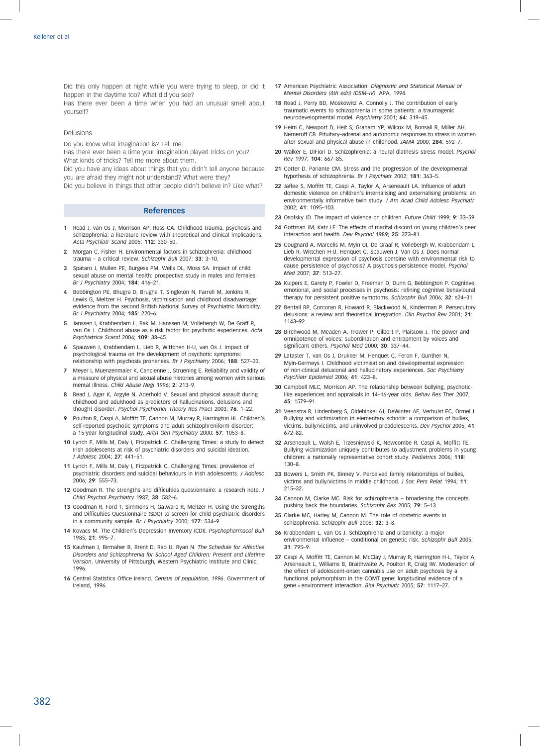Did this only happen at night while you were trying to sleep, or did it happen in the daytime too? What did you see?

Has there ever been a time when you had an unusual smell about yourself?

Delusions

Do you know what imagination is? Tell me.

Has there ever been a time your imagination played tricks on you? What kinds of tricks? Tell me more about them.

Did you have any ideas about things that you didn't tell anyone because you are afraid they might not understand? What were they?

Did you believe in things that other people didn't believe in? Like what?

## References

1 Read J, van Os J, Morrison AP, Ross CA. Childhood trauma, psychosis and schizophrenia: a literature review with theoretical and clinical implications. *Acta Psychiatr Scand* 2005; **112**: 330–50.

2 Morgan C, Fisher H. Environmental factors in schizophrenia: childhood trauma – a critical review. *Schizophr Bull* 2007; **33**: 3–10.

3 Spataro J, Mullen PE, Burgess PM, Wells DL, Moss SA. Impact of child sexual abuse on mental health: prospective study in males and females. *Br J Psychiatry* 2004; **184**: 416–21.

4 Bebbington PE, Bhugra D, Brugha T, Singleton N, Farrell M, Jenkins R, Lewis G, Meltzer H. Psychosis, victimisation and childhood disadvantage: evidence from the second British National Survey of Psychiatric Morbidity. *Br J Psychiatry* 2004; **185**: 220–6.

5 Janssen I, Krabbendam L, Bak M, Hanssen M, Vollebergh W, De Graff R, van Os J. Childhood abuse as a risk factor for psychotic experiences. *Acta Psychiatrica Scand* 2004; **109**: 38–45.

6 Spauwen J, Krabbendam L, Lieb R, Wittchen H-U, van Os J. Impact of psychological trauma on the development of psychotic symptoms: relationship with psychosis proneness. *Br J Psychiatry* 2006; **188**: 527–33.

7 Meyer I, Muenzenmaier K, Cancienne J, Struening E. Reliability and validity of a measure of physical and sexual abuse histories among women with serious mental illness. *Child Abuse Negl* 1996; **2**: 213–9.

8 Read J, Agar K, Argyle N, Aderhold V. Sexual and physical assault during childhood and adulthood as predictors of hallucinations, delusions and thought disorder. *Psychol Psychother Theory Res Pract* 2003; **76**: 1–22.

9 Poulton R, Caspi A, Moffitt TE, Cannon M, Murray R, Harrington HL. Children's self-reported psychotic symptoms and adult schizophreniform disorder: a 15-year longitudinal study. *Arch Gen Psychiatry* 2000; **57**: 1053–8.

10 Lynch F, Mills M, Daly I, Fitzpatrick C. Challenging Times: a study to detect Irish adolescents at risk of psychiatric disorders and suicidal ideation. *J Adolesc* 2004; **27**: 441–51.

11 Lynch F, Mills M, Daly I, Fitzpatrick C. Challenging Times: prevalence of psychiatric disorders and suicidal behaviours in Irish adolescents. *J Adolesc* 2006; **29**: 555–73.

12 Goodman R. The strengths and difficulties questionnaire: a research note. *J Child Psychol Psychiatry* 1987; **38**: 582–6.

13 Goodman R, Ford T, Simmons H, Gatward R, Meltzer H. Using the Strengths and Difficulties Questionnaire (SDQ) to screen for child psychiatric disorders in a community sample. *Br J Psychiatry* 2000; **177**: 534–9.

14 Kovacs M. The Children's Depression Inventory (CDI). *Psychopharmacol Bull* 1985; **21**: 995–7.

15 Kaufman J, Birmaher B, Brent D, Rao U, Ryan N. *The Schedule for Affective Disorders and Schizophrenia for School Aged Children: Present and Lifetime Version*. University of Pittsburgh, Western Psychiatric Institute and Clinic, 1996.

16 Central Statistics Office Ireland. *Census of population, 1996*. Government of Ireland, 1996.

17 American Psychiatric Association. *Diagnostic and Statistical Manual of Mental Disorders (4th edn) (DSM–IV)*. APA, 1994.

18 Read J, Perry BD, Moskowitz A, Connolly J. The contribution of early traumatic events to schizophrenia in some patients: a traumagenic neurodevelopmental model. *Psychiatry* 2001; **64**: 319–45.

19 Heim C, Newport D, Heit S, Graham YP, Wilcox M, Bonsall R, Miller AH, Nemeroff CB. Pituitary–adrenal and autonomic responses to stress in women after sexual and physical abuse in childhood. *JAMA* 2000; **284**: 592–7.

20 Walker E, DiFiori D. Schizophrenia: a neural diathesis–stress model. *Psychol Rev* 1997; **104**: 667–85.

21 Cotter D, Pariante CM. Stress and the progression of the developmental hypothesis of schizophrenia. *Br J Psychiatr* 2002; **181**: 363–5.

22 Jaffee S, Moffitt TE, Caspi A, Taylor A, Arseneault LA. Influence of adult domestic violence on children's internalising and externalising problems: an environmentally informative twin study. *J Am Acad Child Adolesc Psychiatr* 2002; **41**: 1095–103.

23 Osofsky JD. The impact of violence on children. *Future Child* 1999; **9**: 33–59.

24 Gottman JM, Katz LF. The effects of marital discord on young children's peer interaction and health. *Dev Psychol* 1989; **25**: 373–81.

25 Cougnard A, Marcelis M, Myin GI, De Graaf R, Vollebergh W, Krabbendam L, Lieb R, Wittchen H-U, Henquet C, Spauwen J, Van Os J. Does normal developmental expression of psychosis combine with environmental risk to cause persistence of psychosis? A psychosis-persistence model. *Psychol Med* 2007; **37**: 513–27.

26 Kuipers E, Garety P, Fowler D, Freeman D, Dunn G, Bebbington P. Cognitive, emotional, and social processes in psychosis: refining cognitive behavioural therapy for persistent positive symptoms. *Schizophr Bull* 2006; **32**: s24–31.

27 Bentall RP, Corcoran R, Howard R, Blackwood N, Kinderman P. Persecutory delusions: a review and theoretical integration. *Clin Psychol Rev* 2001; **21**: 1143–92.

28 Birchwood M, Meaden A, Trower P, Gilbert P, Plaistow J. The power and omnipotence of voices: subordination and entrapment by voices and significant others. *Psychol Med* 2000; **30**: 337–44.

29 Lataster T, van Os J, Drukker M, Henquet C, Feron F, Gunther N, Myin-Germeys I. Childhood victimisation and developmental expression of non-clinical delusional and hallucinatory experiences. *Soc Psychiatry Psychiatr Epidemiol* 2006; **41**: 423–8.

30 Campbell MLC, Morrison AP. The relationship between bullying, psychotic-like experiences and appraisals in 14–16-year olds. *Behav Res Ther* 2007; **45**: 1579–91.

31 Veenstra R, Lindenberg S, Oldehinkel AJ, DeWinter AF, Verhulst FC, Ormel J. Bullying and victimization in elementary schools: a comparison of bullies, victims, bully/victims, and uninvolved preadolescents. *Dev Psychol* 2005; **41**: 672–82.

32 Arseneault L, Walsh E, Trzesniewski K, Newcombe R, Caspi A, Moffitt TE. Bullying victimization uniquely contributes to adjustment problems in young children: a nationally representative cohort study. *Pediatrics* 2006; **118**: 130–8.

33 Bowers L, Smith PK, Binney V. Perceived family relationships of bullies, victims and bully/victims in middle childhood. *J Soc Pers Relat* 1994; **11**: 215–32.

34 Cannon M, Clarke MC. Risk for schizophrenia – broadening the concepts, pushing back the boundaries. *Schizophr Res* 2005; **79**: 5–13.

35 Clarke MC, Harley M, Cannon M. The role of obstetric events in schizophrenia. *Schizophr Bull* 2006; **32**: 3–8.

36 Krabbendam L, van Os J. Schizophrenia and urbanicity: a major environmental influence – conditional on genetic risk. *Schizophr Bull* 2005; **31**: 795–9.

37 Caspi A, Moffitt TE, Cannon M, McClay J, Murray R, Harrington H-L, Taylor A, Arseneault L, Williams B, Braithwaite A, Poulton R, Craig IW. Moderation of the effect of adolescent-onset cannabis use on adult psychosis by a functional polymorphism in the COMT gene: longitudinal evidence of a gene × environment interaction. *Biol Psychiatr* 2005; **57**: 1117–27.